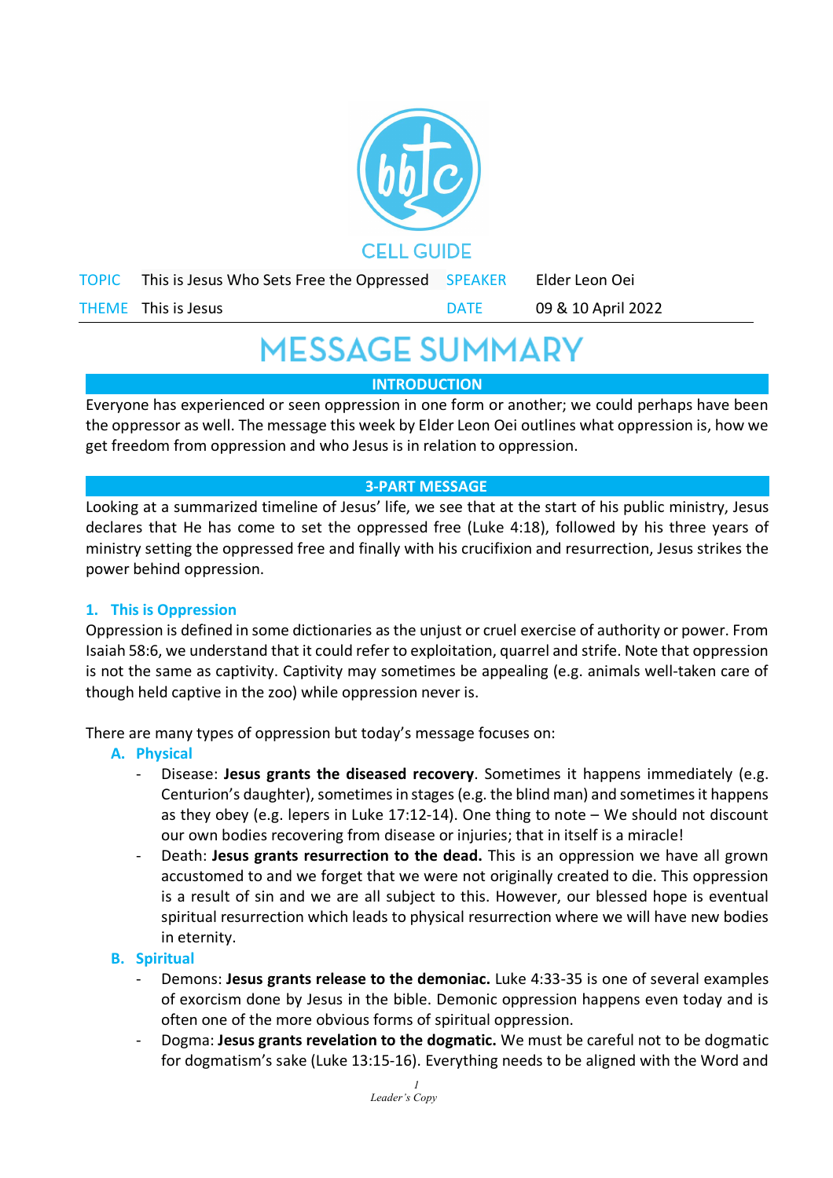CELL GUIDE

| TOPIC | This is Jesus Who Sets Free the Oppressed | SPEAKER | Elder Leon Oei |
| --- | --- | --- | --- |
| THEME | This is Jesus | DATE | 09 & 10 April 2022 |

# MESSAGE SUMMARY

## INTRODUCTION

Everyone has experienced or seen oppression in one form or another; we could perhaps have been the oppressor as well. The message this week by Elder Leon Oei outlines what oppression is, how we get freedom from oppression and who Jesus is in relation to oppression.

## 3-PART MESSAGE

Looking at a summarized timeline of Jesus' life, we see that at the start of his public ministry, Jesus declares that He has come to set the oppressed free (Luke 4:18), followed by his three years of ministry setting the oppressed free and finally with his crucifixion and resurrection, Jesus strikes the power behind oppression.

### 1. This is Oppression

Oppression is defined in some dictionaries as the unjust or cruel exercise of authority or power. From Isaiah 58:6, we understand that it could refer to exploitation, quarrel and strife. Note that oppression is not the same as captivity. Captivity may sometimes be appealing (e.g. animals well-taken care of though held captive in the zoo) while oppression never is.

There are many types of oppression but today's message focuses on:

**A. Physical**

- Disease: **Jesus grants the diseased recovery**. Sometimes it happens immediately (e.g. Centurion's daughter), sometimes in stages (e.g. the blind man) and sometimes it happens as they obey (e.g. lepers in Luke 17:12-14). One thing to note – We should not discount our own bodies recovering from disease or injuries; that in itself is a miracle!
- Death: **Jesus grants resurrection to the dead.** This is an oppression we have all grown accustomed to and we forget that we were not originally created to die. This oppression is a result of sin and we are all subject to this. However, our blessed hope is eventual spiritual resurrection which leads to physical resurrection where we will have new bodies in eternity.

**B. Spiritual**

- Demons: **Jesus grants release to the demoniac.** Luke 4:33-35 is one of several examples of exorcism done by Jesus in the bible. Demonic oppression happens even today and is often one of the more obvious forms of spiritual oppression.
- Dogma: **Jesus grants revelation to the dogmatic.** We must be careful not to be dogmatic for dogmatism's sake (Luke 13:15-16). Everything needs to be aligned with the Word and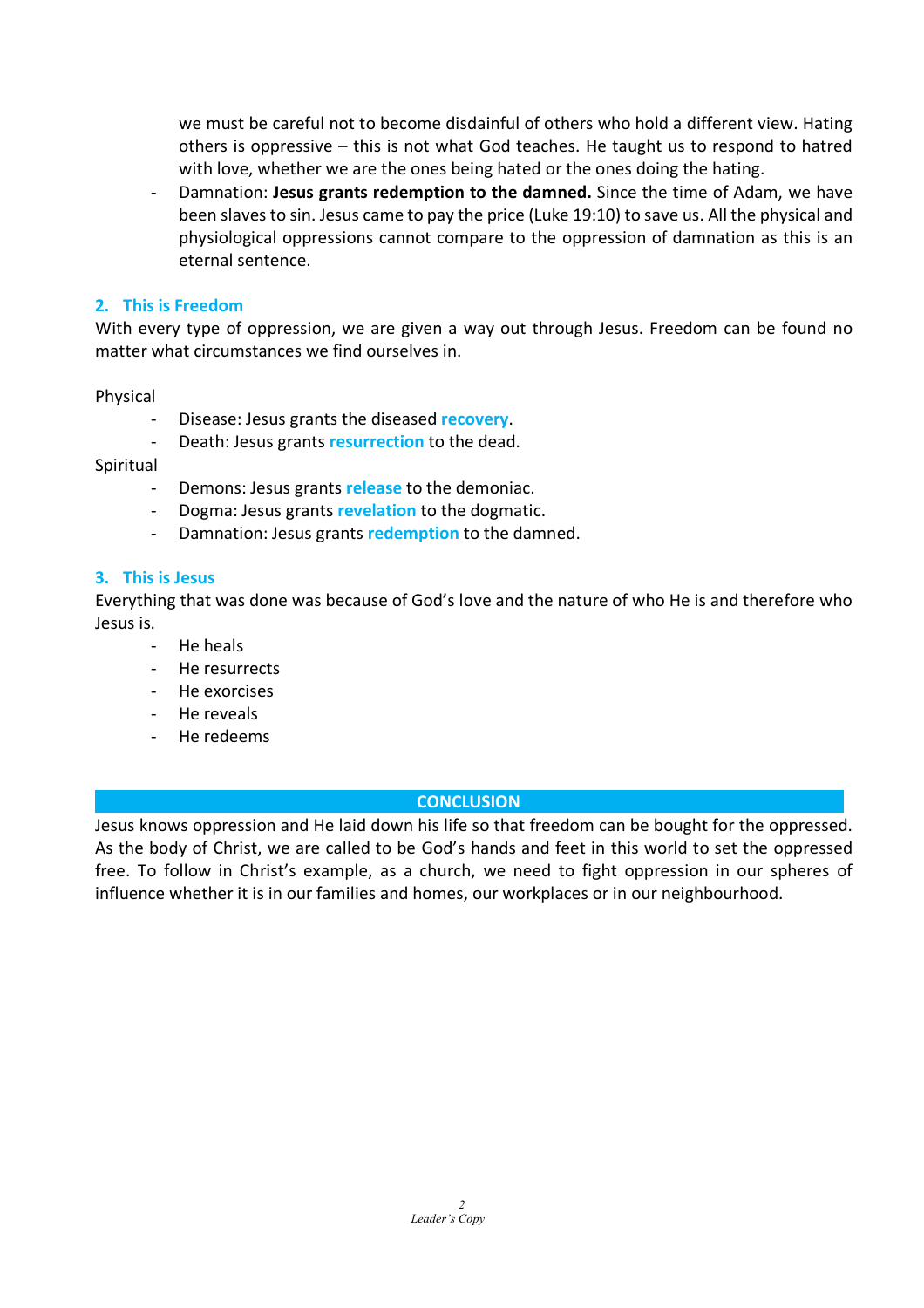we must be careful not to become disdainful of others who hold a different view. Hating others is oppressive – this is not what God teaches. He taught us to respond to hatred with love, whether we are the ones being hated or the ones doing the hating.

- Damnation: **Jesus grants redemption to the damned.** Since the time of Adam, we have been slaves to sin. Jesus came to pay the price (Luke 19:10) to save us. All the physical and physiological oppressions cannot compare to the oppression of damnation as this is an eternal sentence.

## 2. This is Freedom

With every type of oppression, we are given a way out through Jesus. Freedom can be found no matter what circumstances we find ourselves in.

Physical

- Disease: Jesus grants the diseased **recovery**.
- Death: Jesus grants **resurrection** to the dead.

Spiritual

- Demons: Jesus grants **release** to the demoniac.
- Dogma: Jesus grants **revelation** to the dogmatic.
- Damnation: Jesus grants **redemption** to the damned.

## 3. This is Jesus

Everything that was done was because of God's love and the nature of who He is and therefore who Jesus is.

- He heals
- He resurrects
- He exorcises
- He reveals
- He redeems

## CONCLUSION

Jesus knows oppression and He laid down his life so that freedom can be bought for the oppressed. As the body of Christ, we are called to be God's hands and feet in this world to set the oppressed free. To follow in Christ's example, as a church, we need to fight oppression in our spheres of influence whether it is in our families and homes, our workplaces or in our neighbourhood.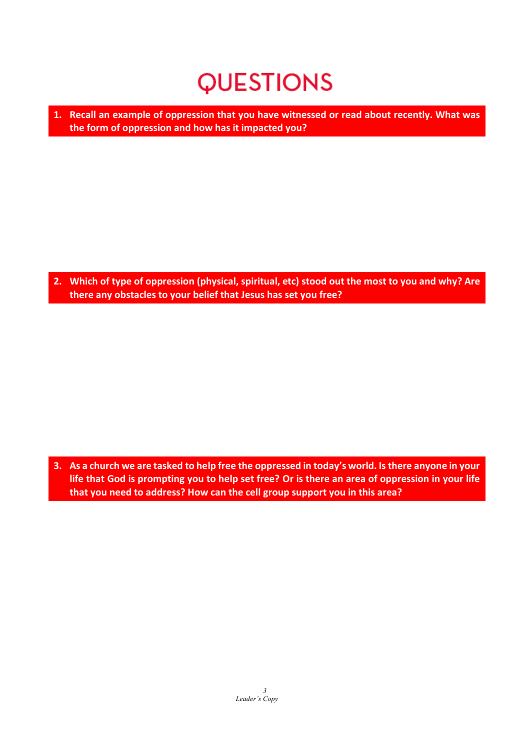# QUESTIONS

1. **Recall an example of oppression that you have witnessed or read about recently. What was the form of oppression and how has it impacted you?**

2. **Which of type of oppression (physical, spiritual, etc) stood out the most to you and why? Are there any obstacles to your belief that Jesus has set you free?**

3. **As a church we are tasked to help free the oppressed in today's world. Is there anyone in your life that God is prompting you to help set free? Or is there an area of oppression in your life that you need to address? How can the cell group support you in this area?**

*Leader's Copy*